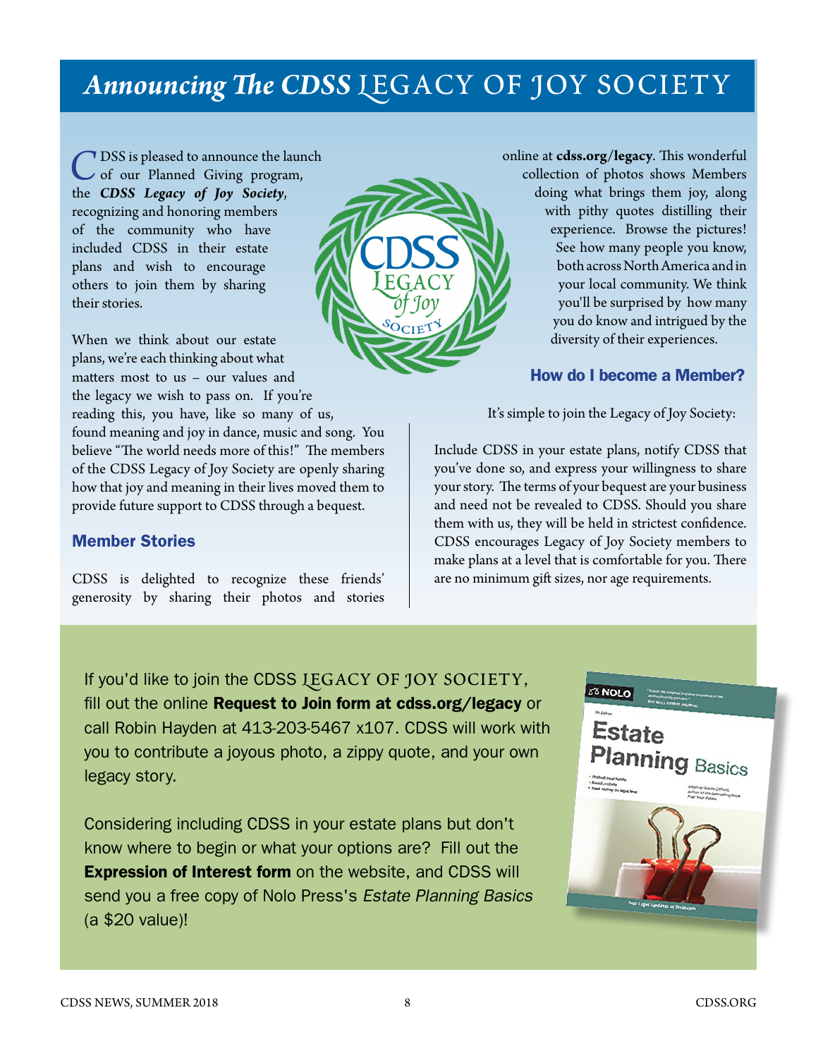# *Announcing The CDSS* LEGACY OF JOY SOCIETY

CDSS is pleased to announce the launch of our Planned Giving program, the ***CDSS Legacy of Joy Society***, recognizing and honoring members of the community who have included CDSS in their estate plans and wish to encourage others to join them by sharing their stories.

When we think about our estate plans, we're each thinking about what matters most to us – our values and the legacy we wish to pass on. If you're reading this, you have, like so many of us, found meaning and joy in dance, music and song. You believe "The world needs more of this!" The members of the CDSS Legacy of Joy Society are openly sharing how that joy and meaning in their lives moved them to provide future support to CDSS through a bequest.

### Member Stories

CDSS is delighted to recognize these friends' generosity by sharing their photos and stories online at **cdss.org/legacy**. This wonderful collection of photos shows Members doing what brings them joy, along with pithy quotes distilling their experience. Browse the pictures! See how many people you know, both across North America and in your local community. We think you'll be surprised by how many you do know and intrigued by the diversity of their experiences.

### How do I become a Member?

It's simple to join the Legacy of Joy Society:

Include CDSS in your estate plans, notify CDSS that you've done so, and express your willingness to share your story. The terms of your bequest are your business and need not be revealed to CDSS. Should you share them with us, they will be held in strictest confidence. CDSS encourages Legacy of Joy Society members to make plans at a level that is comfortable for you. There are no minimum gift sizes, nor age requirements.

If you'd like to join the CDSS LEGACY OF JOY SOCIETY, fill out the online **Request to Join form at cdss.org/legacy** or call Robin Hayden at 413-203-5467 x107. CDSS will work with you to contribute a joyous photo, a zippy quote, and your own legacy story.

Considering including CDSS in your estate plans but don't know where to begin or what your options are? Fill out the **Expression of Interest form** on the website, and CDSS will send you a free copy of Nolo Press's *Estate Planning Basics* (a $20 value)!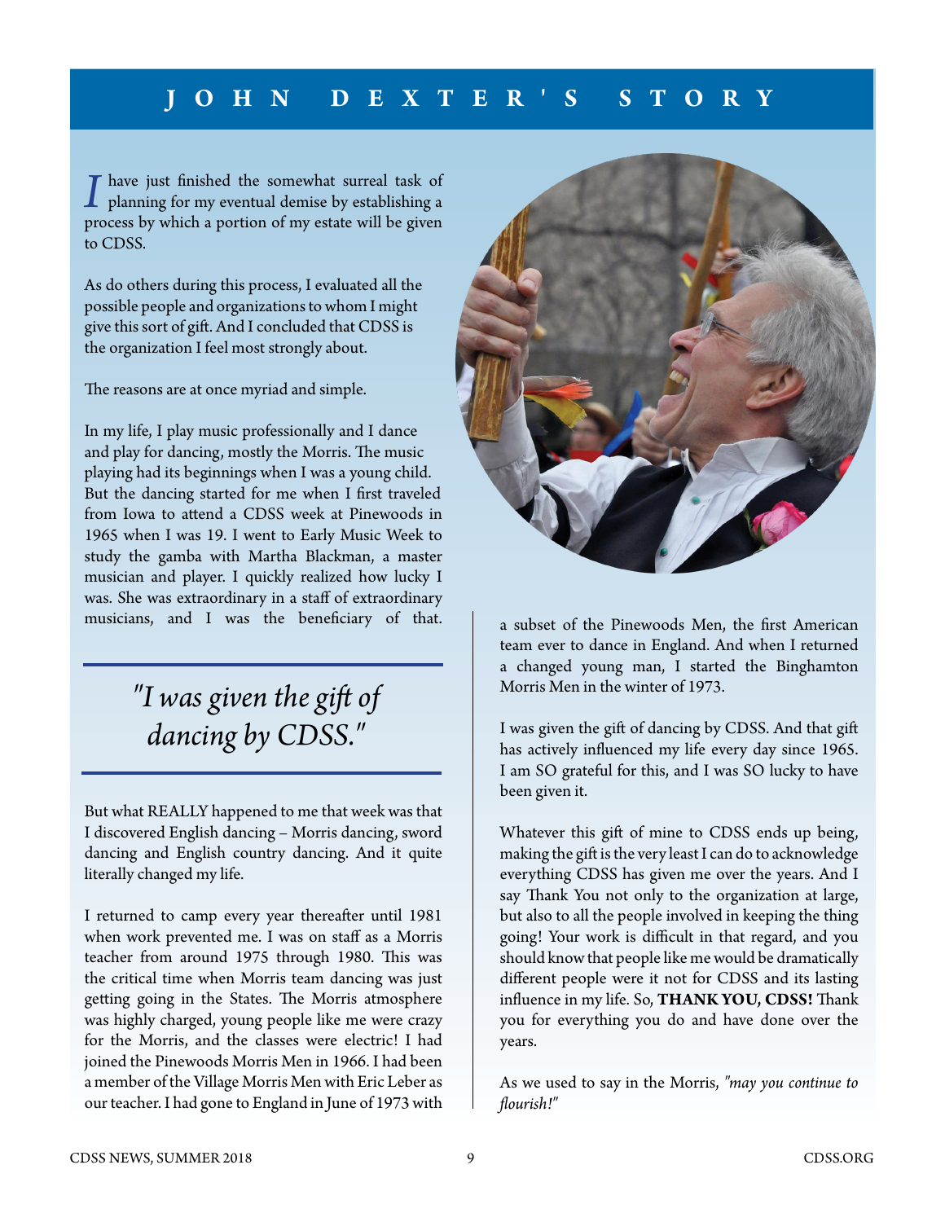# JOHN DEXTER'S STORY

I have just finished the somewhat surreal task of planning for my eventual demise by establishing a process by which a portion of my estate will be given to CDSS.

As do others during this process, I evaluated all the possible people and organizations to whom I might give this sort of gift. And I concluded that CDSS is the organization I feel most strongly about.

The reasons are at once myriad and simple.

In my life, I play music professionally and I dance and play for dancing, mostly the Morris. The music playing had its beginnings when I was a young child. But the dancing started for me when I first traveled from Iowa to attend a CDSS week at Pinewoods in 1965 when I was 19. I went to Early Music Week to study the gamba with Martha Blackman, a master musician and player. I quickly realized how lucky I was. She was extraordinary in a staff of extraordinary musicians, and I was the beneficiary of that.

> *"I was given the gift of dancing by CDSS."*

But what REALLY happened to me that week was that I discovered English dancing – Morris dancing, sword dancing and English country dancing. And it quite literally changed my life.

I returned to camp every year thereafter until 1981 when work prevented me. I was on staff as a Morris teacher from around 1975 through 1980. This was the critical time when Morris team dancing was just getting going in the States. The Morris atmosphere was highly charged, young people like me were crazy for the Morris, and the classes were electric! I had joined the Pinewoods Morris Men in 1966. I had been a member of the Village Morris Men with Eric Leber as our teacher. I had gone to England in June of 1973 with a subset of the Pinewoods Men, the first American team ever to dance in England. And when I returned a changed young man, I started the Binghamton Morris Men in the winter of 1973.

I was given the gift of dancing by CDSS. And that gift has actively influenced my life every day since 1965. I am SO grateful for this, and I was SO lucky to have been given it.

Whatever this gift of mine to CDSS ends up being, making the gift is the very least I can do to acknowledge everything CDSS has given me over the years. And I say Thank You not only to the organization at large, but also to all the people involved in keeping the thing going! Your work is difficult in that regard, and you should know that people like me would be dramatically different people were it not for CDSS and its lasting influence in my life. So, **THANK YOU, CDSS!** Thank you for everything you do and have done over the years.

As we used to say in the Morris, *"may you continue to flourish!"*